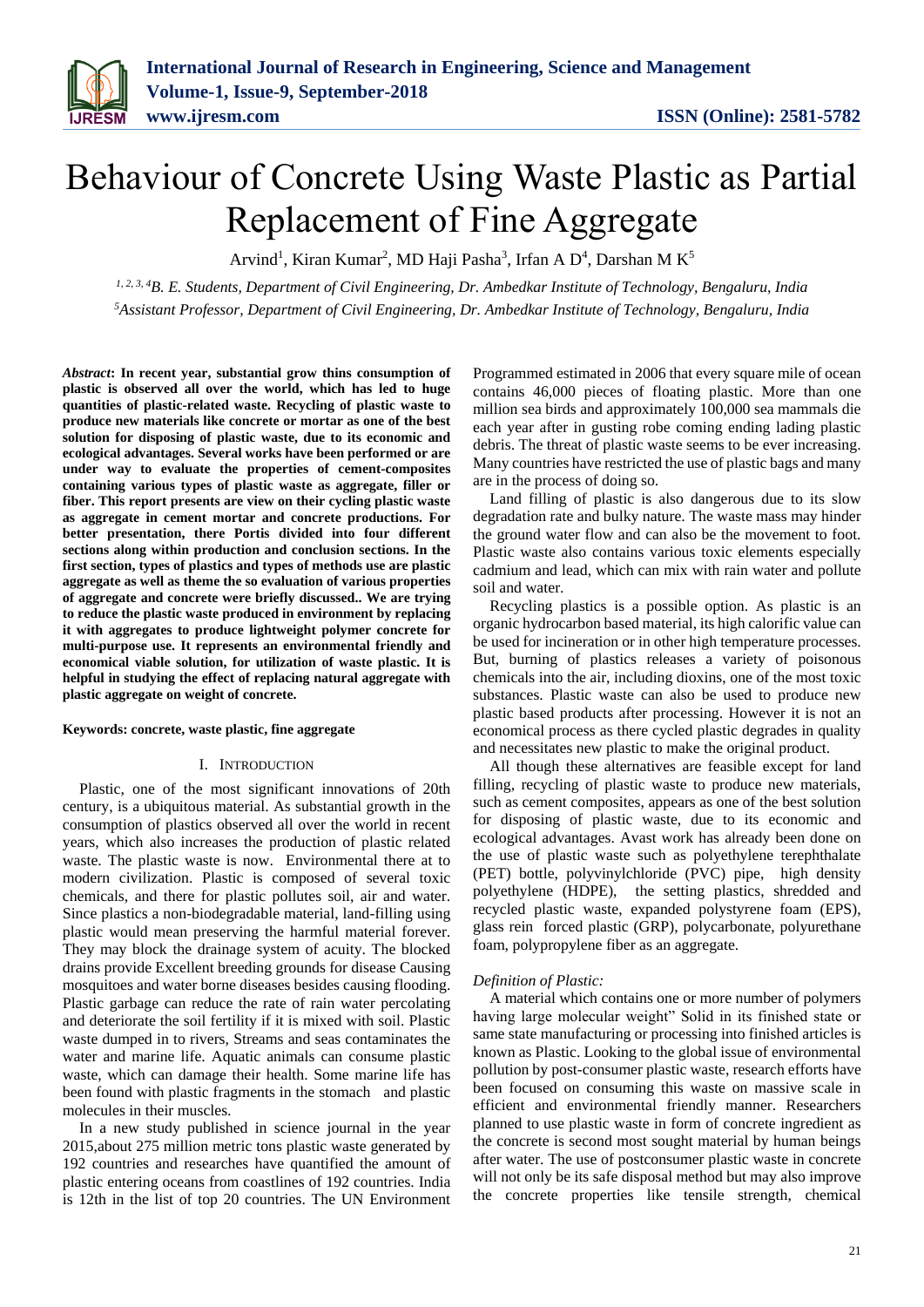# Behaviour of Concrete Using Waste Plastic as Partial Replacement of Fine Aggregate

Arvind[1], Kiran Kumar[2], MD Haji Pasha[3], Irfan A D[4], Darshan M K[5]

*[1, 2, 3, 4]B. E. Students, Department of Civil Engineering, Dr. Ambedkar Institute of Technology, Bengaluru, India*
*[5]Assistant Professor, Department of Civil Engineering, Dr. Ambedkar Institute of Technology, Bengaluru, India*

***Abstract*: In recent year, substantial grow thins consumption of plastic is observed all over the world, which has led to huge quantities of plastic-related waste. Recycling of plastic waste to produce new materials like concrete or mortar as one of the best solution for disposing of plastic waste, due to its economic and ecological advantages. Several works have been performed or are under way to evaluate the properties of cement-composites containing various types of plastic waste as aggregate, filler or fiber. This report presents are view on their cycling plastic waste as aggregate in cement mortar and concrete productions. For better presentation, there Portis divided into four different sections along within production and conclusion sections. In the first section, types of plastics and types of methods use are plastic aggregate as well as theme the so evaluation of various properties of aggregate and concrete were briefly discussed.. We are trying to reduce the plastic waste produced in environment by replacing it with aggregates to produce lightweight polymer concrete for multi-purpose use. It represents an environmental friendly and economical viable solution, for utilization of waste plastic. It is helpful in studying the effect of replacing natural aggregate with plastic aggregate on weight of concrete.**

**Keywords: concrete, waste plastic, fine aggregate**

## I. Introduction

Plastic, one of the most significant innovations of 20th century, is a ubiquitous material. As substantial growth in the consumption of plastics observed all over the world in recent years, which also increases the production of plastic related waste. The plastic waste is now. Environmental there at to modern civilization. Plastic is composed of several toxic chemicals, and there for plastic pollutes soil, air and water. Since plastics a non-biodegradable material, land-filling using plastic would mean preserving the harmful material forever. They may block the drainage system of acuity. The blocked drains provide Excellent breeding grounds for disease Causing mosquitoes and water borne diseases besides causing flooding. Plastic garbage can reduce the rate of rain water percolating and deteriorate the soil fertility if it is mixed with soil. Plastic waste dumped in to rivers, Streams and seas contaminates the water and marine life. Aquatic animals can consume plastic waste, which can damage their health. Some marine life has been found with plastic fragments in the stomach and plastic molecules in their muscles.

In a new study published in science journal in the year 2015,about 275 million metric tons plastic waste generated by 192 countries and researches have quantified the amount of plastic entering oceans from coastlines of 192 countries. India is 12th in the list of top 20 countries. The UN Environment Programmed estimated in 2006 that every square mile of ocean contains 46,000 pieces of floating plastic. More than one million sea birds and approximately 100,000 sea mammals die each year after in gusting robe coming ending lading plastic debris. The threat of plastic waste seems to be ever increasing. Many countries have restricted the use of plastic bags and many are in the process of doing so.

Land filling of plastic is also dangerous due to its slow degradation rate and bulky nature. The waste mass may hinder the ground water flow and can also be the movement to foot. Plastic waste also contains various toxic elements especially cadmium and lead, which can mix with rain water and pollute soil and water.

Recycling plastics is a possible option. As plastic is an organic hydrocarbon based material, its high calorific value can be used for incineration or in other high temperature processes. But, burning of plastics releases a variety of poisonous chemicals into the air, including dioxins, one of the most toxic substances. Plastic waste can also be used to produce new plastic based products after processing. However it is not an economical process as there cycled plastic degrades in quality and necessitates new plastic to make the original product.

All though these alternatives are feasible except for land filling, recycling of plastic waste to produce new materials, such as cement composites, appears as one of the best solution for disposing of plastic waste, due to its economic and ecological advantages. Avast work has already been done on the use of plastic waste such as polyethylene terephthalate (PET) bottle, polyvinylchloride (PVC) pipe, high density polyethylene (HDPE), the setting plastics, shredded and recycled plastic waste, expanded polystyrene foam (EPS), glass rein forced plastic (GRP), polycarbonate, polyurethane foam, polypropylene fiber as an aggregate.

*Definition of Plastic:*

A material which contains one or more number of polymers having large molecular weight" Solid in its finished state or same state manufacturing or processing into finished articles is known as Plastic. Looking to the global issue of environmental pollution by post-consumer plastic waste, research efforts have been focused on consuming this waste on massive scale in efficient and environmental friendly manner. Researchers planned to use plastic waste in form of concrete ingredient as the concrete is second most sought material by human beings after water. The use of postconsumer plastic waste in concrete will not only be its safe disposal method but may also improve the concrete properties like tensile strength, chemical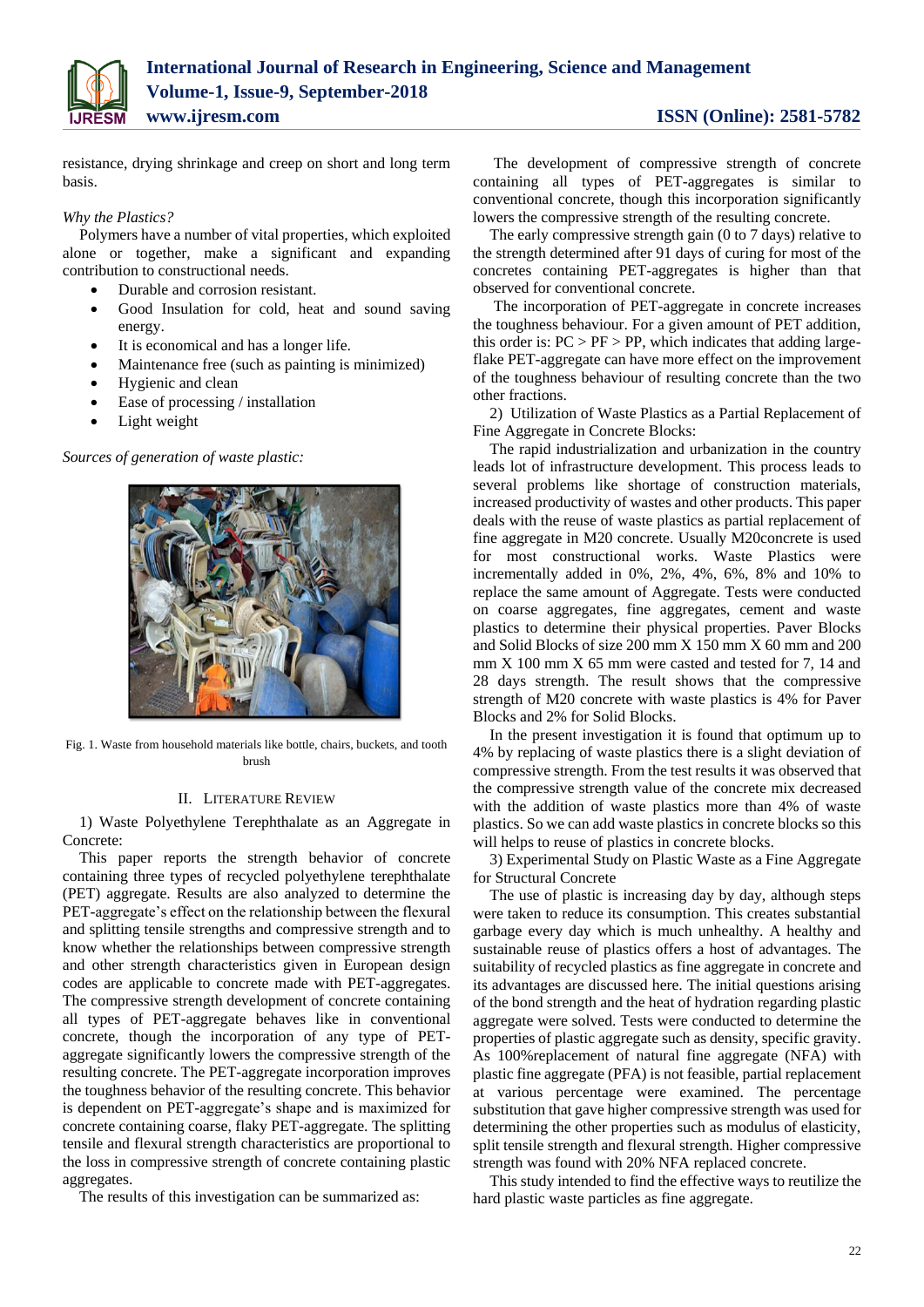resistance, drying shrinkage and creep on short and long term basis.

*Why the Plastics?*

Polymers have a number of vital properties, which exploited alone or together, make a significant and expanding contribution to constructional needs.

- Durable and corrosion resistant.
- Good Insulation for cold, heat and sound saving energy.
- It is economical and has a longer life.
- Maintenance free (such as painting is minimized)
- Hygienic and clean
- Ease of processing / installation
- Light weight

*Sources of generation of waste plastic:*

Fig. 1. Waste from household materials like bottle, chairs, buckets, and tooth brush

## II. Literature Review

1) Waste Polyethylene Terephthalate as an Aggregate in Concrete:

This paper reports the strength behavior of concrete containing three types of recycled polyethylene terephthalate (PET) aggregate. Results are also analyzed to determine the PET-aggregate's effect on the relationship between the flexural and splitting tensile strengths and compressive strength and to know whether the relationships between compressive strength and other strength characteristics given in European design codes are applicable to concrete made with PET-aggregates. The compressive strength development of concrete containing all types of PET-aggregate behaves like in conventional concrete, though the incorporation of any type of PET-aggregate significantly lowers the compressive strength of the resulting concrete. The PET-aggregate incorporation improves the toughness behavior of the resulting concrete. This behavior is dependent on PET-aggregate's shape and is maximized for concrete containing coarse, flaky PET-aggregate. The splitting tensile and flexural strength characteristics are proportional to the loss in compressive strength of concrete containing plastic aggregates.

The results of this investigation can be summarized as:

The development of compressive strength of concrete containing all types of PET-aggregates is similar to conventional concrete, though this incorporation significantly lowers the compressive strength of the resulting concrete.

The early compressive strength gain (0 to 7 days) relative to the strength determined after 91 days of curing for most of the concretes containing PET-aggregates is higher than that observed for conventional concrete.

The incorporation of PET-aggregate in concrete increases the toughness behaviour. For a given amount of PET addition, this order is: PC > PF > PP, which indicates that adding large-flake PET-aggregate can have more effect on the improvement of the toughness behaviour of resulting concrete than the two other fractions.

2) Utilization of Waste Plastics as a Partial Replacement of Fine Aggregate in Concrete Blocks:

The rapid industrialization and urbanization in the country leads lot of infrastructure development. This process leads to several problems like shortage of construction materials, increased productivity of wastes and other products. This paper deals with the reuse of waste plastics as partial replacement of fine aggregate in M20 concrete. Usually M20concrete is used for most constructional works. Waste Plastics were incrementally added in 0%, 2%, 4%, 6%, 8% and 10% to replace the same amount of Aggregate. Tests were conducted on coarse aggregates, fine aggregates, cement and waste plastics to determine their physical properties. Paver Blocks and Solid Blocks of size 200 mm X 150 mm X 60 mm and 200 mm X 100 mm X 65 mm were casted and tested for 7, 14 and 28 days strength. The result shows that the compressive strength of M20 concrete with waste plastics is 4% for Paver Blocks and 2% for Solid Blocks.

In the present investigation it is found that optimum up to 4% by replacing of waste plastics there is a slight deviation of compressive strength. From the test results it was observed that the compressive strength value of the concrete mix decreased with the addition of waste plastics more than 4% of waste plastics. So we can add waste plastics in concrete blocks so this will helps to reuse of plastics in concrete blocks.

3) Experimental Study on Plastic Waste as a Fine Aggregate for Structural Concrete

The use of plastic is increasing day by day, although steps were taken to reduce its consumption. This creates substantial garbage every day which is much unhealthy. A healthy and sustainable reuse of plastics offers a host of advantages. The suitability of recycled plastics as fine aggregate in concrete and its advantages are discussed here. The initial questions arising of the bond strength and the heat of hydration regarding plastic aggregate were solved. Tests were conducted to determine the properties of plastic aggregate such as density, specific gravity. As 100%replacement of natural fine aggregate (NFA) with plastic fine aggregate (PFA) is not feasible, partial replacement at various percentage were examined. The percentage substitution that gave higher compressive strength was used for determining the other properties such as modulus of elasticity, split tensile strength and flexural strength. Higher compressive strength was found with 20% NFA replaced concrete.

This study intended to find the effective ways to reutilize the hard plastic waste particles as fine aggregate.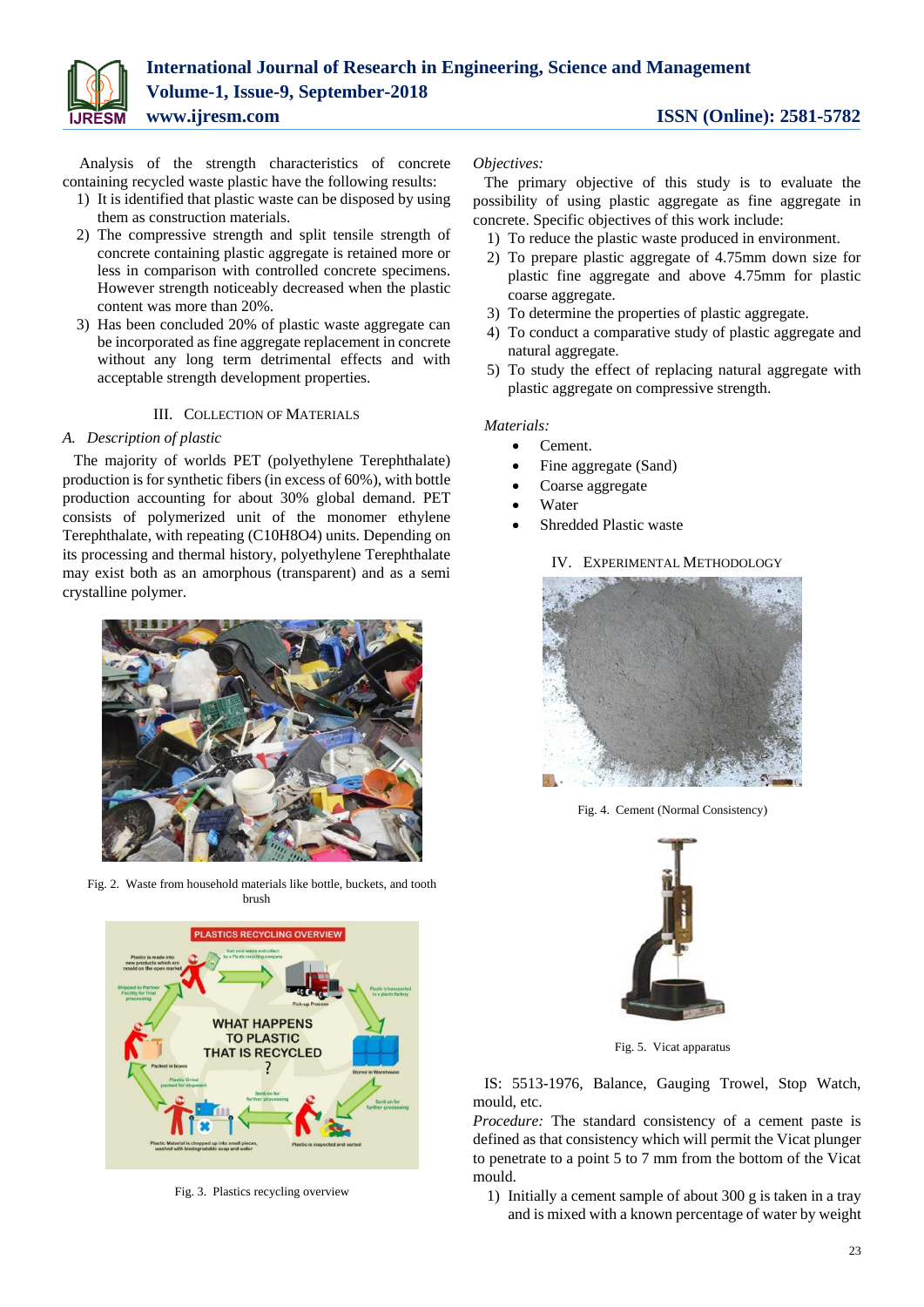Analysis of the strength characteristics of concrete containing recycled waste plastic have the following results:

1) It is identified that plastic waste can be disposed by using them as construction materials.
2) The compressive strength and split tensile strength of concrete containing plastic aggregate is retained more or less in comparison with controlled concrete specimens. However strength noticeably decreased when the plastic content was more than 20%.
3) Has been concluded 20% of plastic waste aggregate can be incorporated as fine aggregate replacement in concrete without any long term detrimental effects and with acceptable strength development properties.

## III. Collection of Materials

### A. Description of plastic

The majority of worlds PET (polyethylene Terephthalate) production is for synthetic fibers (in excess of 60%), with bottle production accounting for about 30% global demand. PET consists of polymerized unit of the monomer ethylene Terephthalate, with repeating ($C_{10}H_8O_4$) units. Depending on its processing and thermal history, polyethylene Terephthalate may exist both as an amorphous (transparent) and as a semi crystalline polymer.

Fig. 2. Waste from household materials like bottle, buckets, and tooth brush

Fig. 3. Plastics recycling overview

*Objectives:*

The primary objective of this study is to evaluate the possibility of using plastic aggregate as fine aggregate in concrete. Specific objectives of this work include:

1) To reduce the plastic waste produced in environment.
2) To prepare plastic aggregate of 4.75mm down size for plastic fine aggregate and above 4.75mm for plastic coarse aggregate.
3) To determine the properties of plastic aggregate.
4) To conduct a comparative study of plastic aggregate and natural aggregate.
5) To study the effect of replacing natural aggregate with plastic aggregate on compressive strength.

*Materials:*

- Cement.
- Fine aggregate (Sand)
- Coarse aggregate
- Water
- Shredded Plastic waste

## IV. Experimental Methodology

Fig. 4. Cement (Normal Consistency)

Fig. 5. Vicat apparatus

IS: 5513-1976, Balance, Gauging Trowel, Stop Watch, mould, etc.

*Procedure:* The standard consistency of a cement paste is defined as that consistency which will permit the Vicat plunger to penetrate to a point 5 to 7 mm from the bottom of the Vicat mould.

1) Initially a cement sample of about 300 g is taken in a tray and is mixed with a known percentage of water by weight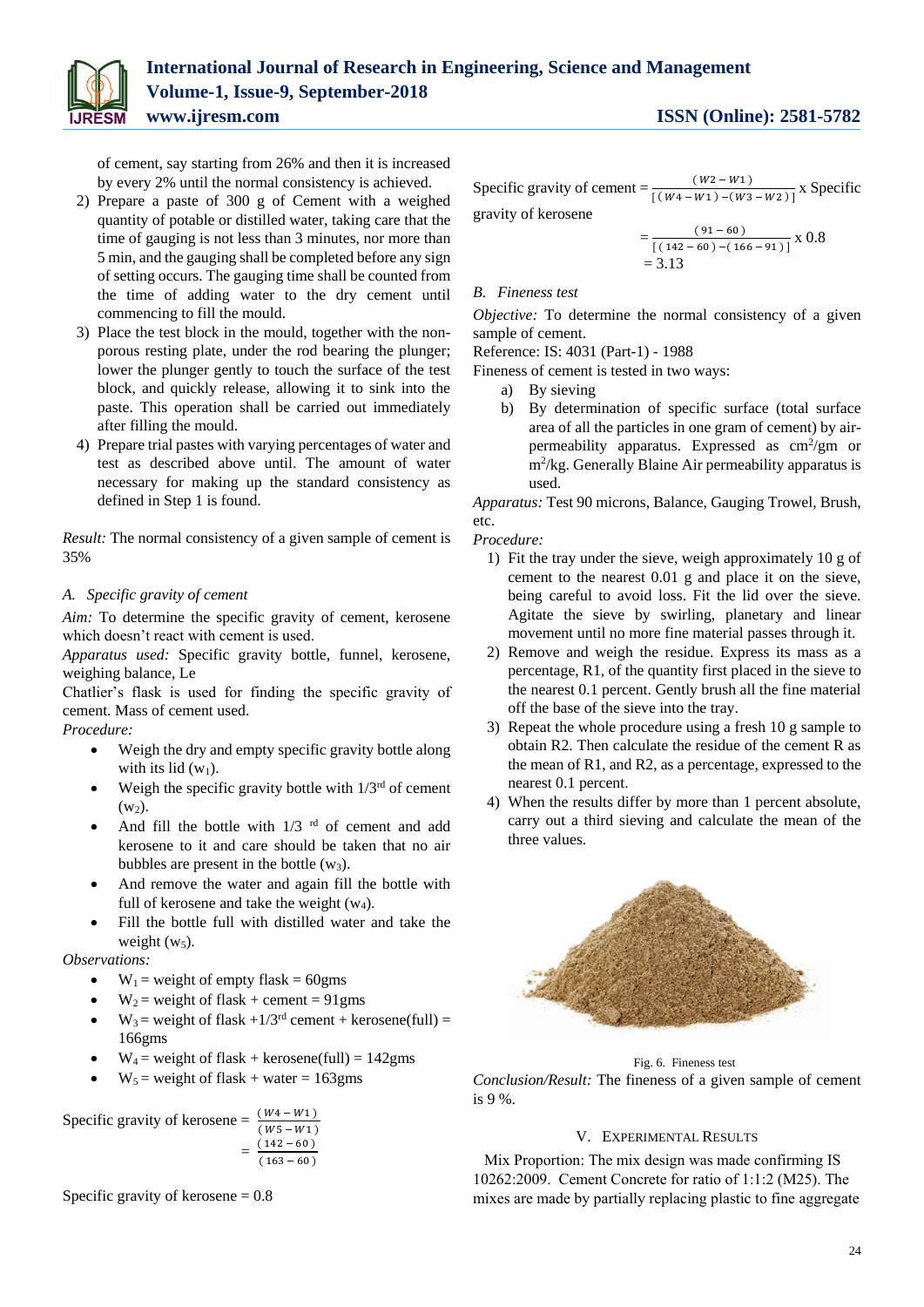of cement, say starting from 26% and then it is increased by every 2% until the normal consistency is achieved.

2) Prepare a paste of 300 g of Cement with a weighed quantity of potable or distilled water, taking care that the time of gauging is not less than 3 minutes, nor more than 5 min, and the gauging shall be completed before any sign of setting occurs. The gauging time shall be counted from the time of adding water to the dry cement until commencing to fill the mould.
3) Place the test block in the mould, together with the non-porous resting plate, under the rod bearing the plunger; lower the plunger gently to touch the surface of the test block, and quickly release, allowing it to sink into the paste. This operation shall be carried out immediately after filling the mould.
4) Prepare trial pastes with varying percentages of water and test as described above until. The amount of water necessary for making up the standard consistency as defined in Step 1 is found.

*Result:* The normal consistency of a given sample of cement is 35%

### A. Specific gravity of cement

*Aim:* To determine the specific gravity of cement, kerosene which doesn't react with cement is used.

*Apparatus used:* Specific gravity bottle, funnel, kerosene, weighing balance, Le

Chatlier's flask is used for finding the specific gravity of cement. Mass of cement used.

*Procedure:*

- Weigh the dry and empty specific gravity bottle along with its lid ($w_1$).
- Weigh the specific gravity bottle with 1/3rd of cement ($w_2$).
- And fill the bottle with 1/3 rd of cement and add kerosene to it and care should be taken that no air bubbles are present in the bottle ($w_3$).
- And remove the water and again fill the bottle with full of kerosene and take the weight ($w_4$).
- Fill the bottle full with distilled water and take the weight ($w_5$).

*Observations:*

- $W_1$ = weight of empty flask = 60gms
- $W_2$ = weight of flask + cement = 91gms
- $W_3$ = weight of flask +1/3rd cement + kerosene(full) = 166gms
- $W_4$ = weight of flask + kerosene(full) = 142gms
- $W_5$ = weight of flask + water = 163gms

$$\text{Specific gravity of kerosene} = \frac{(W4 - W1)}{(W5 - W1)} = \frac{(142 - 60)}{(163 - 60)}$$

Specific gravity of kerosene = 0.8

$$\text{Specific gravity of cement} = \frac{(W2 - W1)}{[(W4 - W1) - (W3 - W2)]} \text{ x Specific gravity of kerosene}$$

$$= \frac{(91 - 60)}{[(142 - 60) - (166 - 91)]} \text{ x } 0.8$$

$$= 3.13$$

### B. Fineness test

*Objective:* To determine the normal consistency of a given sample of cement.

Reference: IS: 4031 (Part-1) - 1988

Fineness of cement is tested in two ways:

a) By sieving
b) By determination of specific surface (total surface area of all the particles in one gram of cement) by air-permeability apparatus. Expressed as $cm^2/gm$ or $m^2/kg$. Generally Blaine Air permeability apparatus is used.

*Apparatus:* Test 90 microns, Balance, Gauging Trowel, Brush, etc.

*Procedure:*

1) Fit the tray under the sieve, weigh approximately 10 g of cement to the nearest 0.01 g and place it on the sieve, being careful to avoid loss. Fit the lid over the sieve. Agitate the sieve by swirling, planetary and linear movement until no more fine material passes through it.
2) Remove and weigh the residue. Express its mass as a percentage, R1, of the quantity first placed in the sieve to the nearest 0.1 percent. Gently brush all the fine material off the base of the sieve into the tray.
3) Repeat the whole procedure using a fresh 10 g sample to obtain R2. Then calculate the residue of the cement R as the mean of R1, and R2, as a percentage, expressed to the nearest 0.1 percent.
4) When the results differ by more than 1 percent absolute, carry out a third sieving and calculate the mean of the three values.

Fig. 6. Fineness test

*Conclusion/Result:* The fineness of a given sample of cement is 9 %.

## V. Experimental Results

Mix Proportion: The mix design was made confirming IS 10262:2009. Cement Concrete for ratio of 1:1:2 (M25). The mixes are made by partially replacing plastic to fine aggregate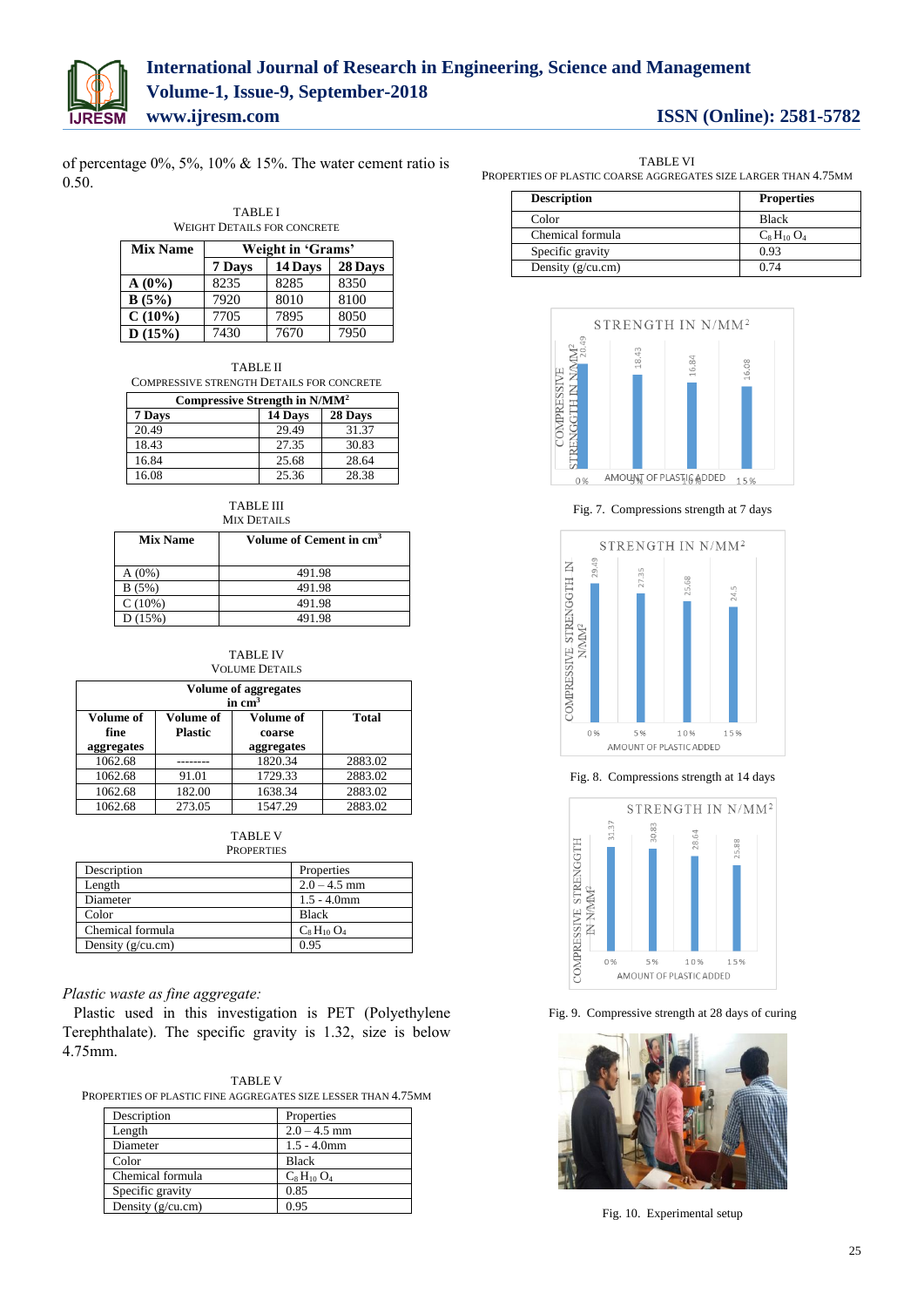of percentage 0%, 5%, 10% & 15%. The water cement ratio is 0.50.

TABLE I
WEIGHT DETAILS FOR CONCRETE

| Mix Name | Weight in 'Grams' | | |
|---|---|---|---|
| | 7 Days | 14 Days | 28 Days |
| **A (0%)** | 8235 | 8285 | 8350 |
| **B (5%)** | 7920 | 8010 | 8100 |
| **C (10%)** | 7705 | 7895 | 8050 |
| **D (15%)** | 7430 | 7670 | 7950 |

TABLE II
COMPRESSIVE STRENGTH DETAILS FOR CONCRETE

| Compressive Strength in N/MM² | | |
|---|---|---|
| **7 Days** | **14 Days** | **28 Days** |
| 20.49 | 29.49 | 31.37 |
| 18.43 | 27.35 | 30.83 |
| 16.84 | 25.68 | 28.64 |
| 16.08 | 25.36 | 28.38 |

TABLE III
MIX DETAILS

| Mix Name | Volume of Cement in $cm^3$ |
|---|---|
| A (0%) | 491.98 |
| B (5%) | 491.98 |
| C (10%) | 491.98 |
| D (15%) | 491.98 |

TABLE IV
VOLUME DETAILS

| Volume of aggregates in $cm^3$ | | | |
|---|---|---|---|
| **Volume of fine aggregates** | **Volume of Plastic** | **Volume of coarse aggregates** | **Total** |
| 1062.68 | -------- | 1820.34 | 2883.02 |
| 1062.68 | 91.01 | 1729.33 | 2883.02 |
| 1062.68 | 182.00 | 1638.34 | 2883.02 |
| 1062.68 | 273.05 | 1547.29 | 2883.02 |

TABLE V
PROPERTIES

| Description | Properties |
|---|---|
| Length | 2.0 – 4.5 mm |
| Diameter | 1.5 - 4.0mm |
| Color | Black |
| Chemical formula | $C_8H_{10}O_4$ |
| Density (g/cu.cm) | 0.95 |

*Plastic waste as fine aggregate:*

Plastic used in this investigation is PET (Polyethylene Terephthalate). The specific gravity is 1.32, size is below 4.75mm.

TABLE V
PROPERTIES OF PLASTIC FINE AGGREGATES SIZE LESSER THAN 4.75MM

| Description | Properties |
|---|---|
| Length | 2.0 – 4.5 mm |
| Diameter | 1.5 - 4.0mm |
| Color | Black |
| Chemical formula | $C_8H_{10}O_4$ |
| Specific gravity | 0.85 |
| Density (g/cu.cm) | 0.95 |

TABLE VI
PROPERTIES OF PLASTIC COARSE AGGREGATES SIZE LARGER THAN 4.75MM

| Description | Properties |
|---|---|
| Color | Black |
| Chemical formula | $C_8H_{10}O_4$ |
| Specific gravity | 0.93 |
| Density (g/cu.cm) | 0.74 |

Fig. 7. Compressions strength at 7 days

Fig. 8. Compressions strength at 14 days

Fig. 9. Compressive strength at 28 days of curing

Fig. 10. Experimental setup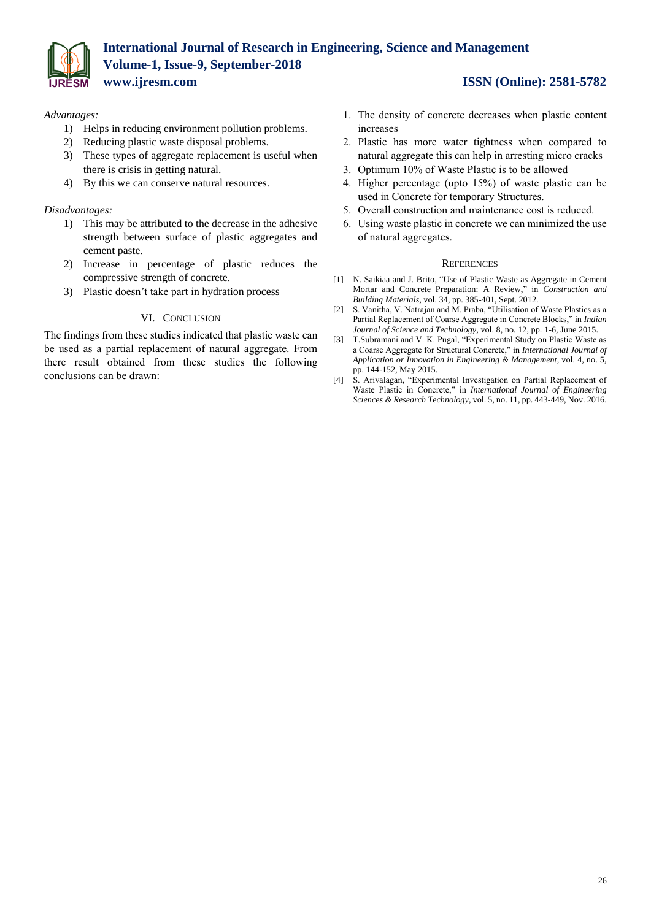*Advantages:*

1) Helps in reducing environment pollution problems.
2) Reducing plastic waste disposal problems.
3) These types of aggregate replacement is useful when there is crisis in getting natural.
4) By this we can conserve natural resources.

*Disadvantages:*

1) This may be attributed to the decrease in the adhesive strength between surface of plastic aggregates and cement paste.
2) Increase in percentage of plastic reduces the compressive strength of concrete.
3) Plastic doesn't take part in hydration process

## VI. CONCLUSION

The findings from these studies indicated that plastic waste can be used as a partial replacement of natural aggregate. From there result obtained from these studies the following conclusions can be drawn:

1. The density of concrete decreases when plastic content increases
2. Plastic has more water tightness when compared to natural aggregate this can help in arresting micro cracks
3. Optimum 10% of Waste Plastic is to be allowed
4. Higher percentage (upto 15%) of waste plastic can be used in Concrete for temporary Structures.
5. Overall construction and maintenance cost is reduced.
6. Using waste plastic in concrete we can minimized the use of natural aggregates.

## REFERENCES

[1] N. Saikiaa and J. Brito, "Use of Plastic Waste as Aggregate in Cement Mortar and Concrete Preparation: A Review," in *Construction and Building Materials*, vol. 34, pp. 385-401, Sept. 2012.

[2] S. Vanitha, V. Natrajan and M. Praba, "Utilisation of Waste Plastics as a Partial Replacement of Coarse Aggregate in Concrete Blocks," in *Indian Journal of Science and Technology*, vol. 8, no. 12, pp. 1-6, June 2015.

[3] T.Subramani and V. K. Pugal, "Experimental Study on Plastic Waste as a Coarse Aggregate for Structural Concrete," in *International Journal of Application or Innovation in Engineering & Management*, vol. 4, no. 5, pp. 144-152, May 2015.

[4] S. Arivalagan, "Experimental Investigation on Partial Replacement of Waste Plastic in Concrete," in *International Journal of Engineering Sciences & Research Technology*, vol. 5, no. 11, pp. 443-449, Nov. 2016.